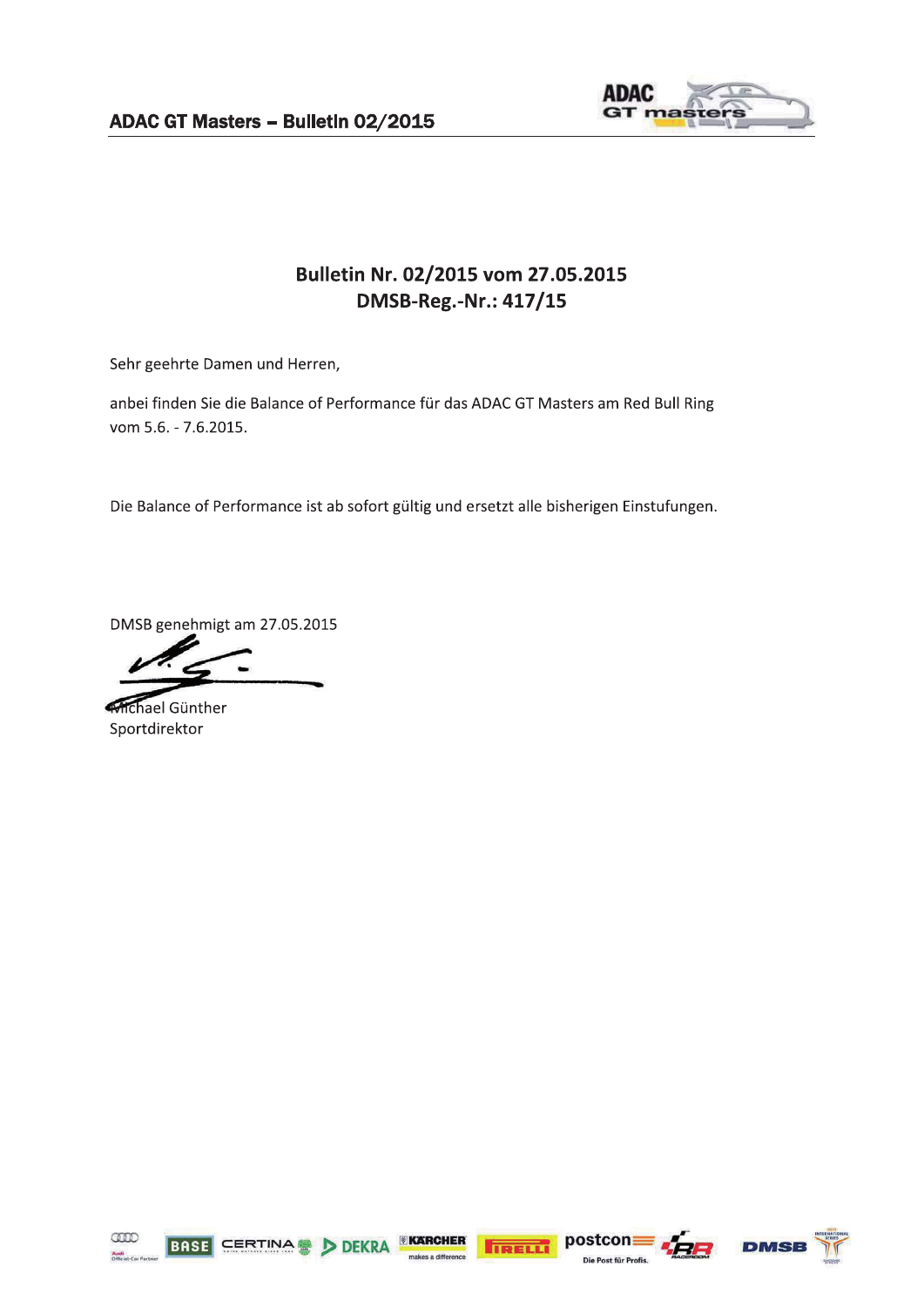## Bulletin Nr. 02/2015 vom 27.05.2015
## DMSB-Reg.-Nr.: 417/15

Sehr geehrte Damen und Herren,

anbei finden Sie die Balance of Performance für das ADAC GT Masters am Red Bull Ring vom 5.6. - 7.6.2015.

Die Balance of Performance ist ab sofort gültig und ersetzt alle bisherigen Einstufungen.

DMSB genehmigt am 27.05.2015

Michael Günther
Sportdirektor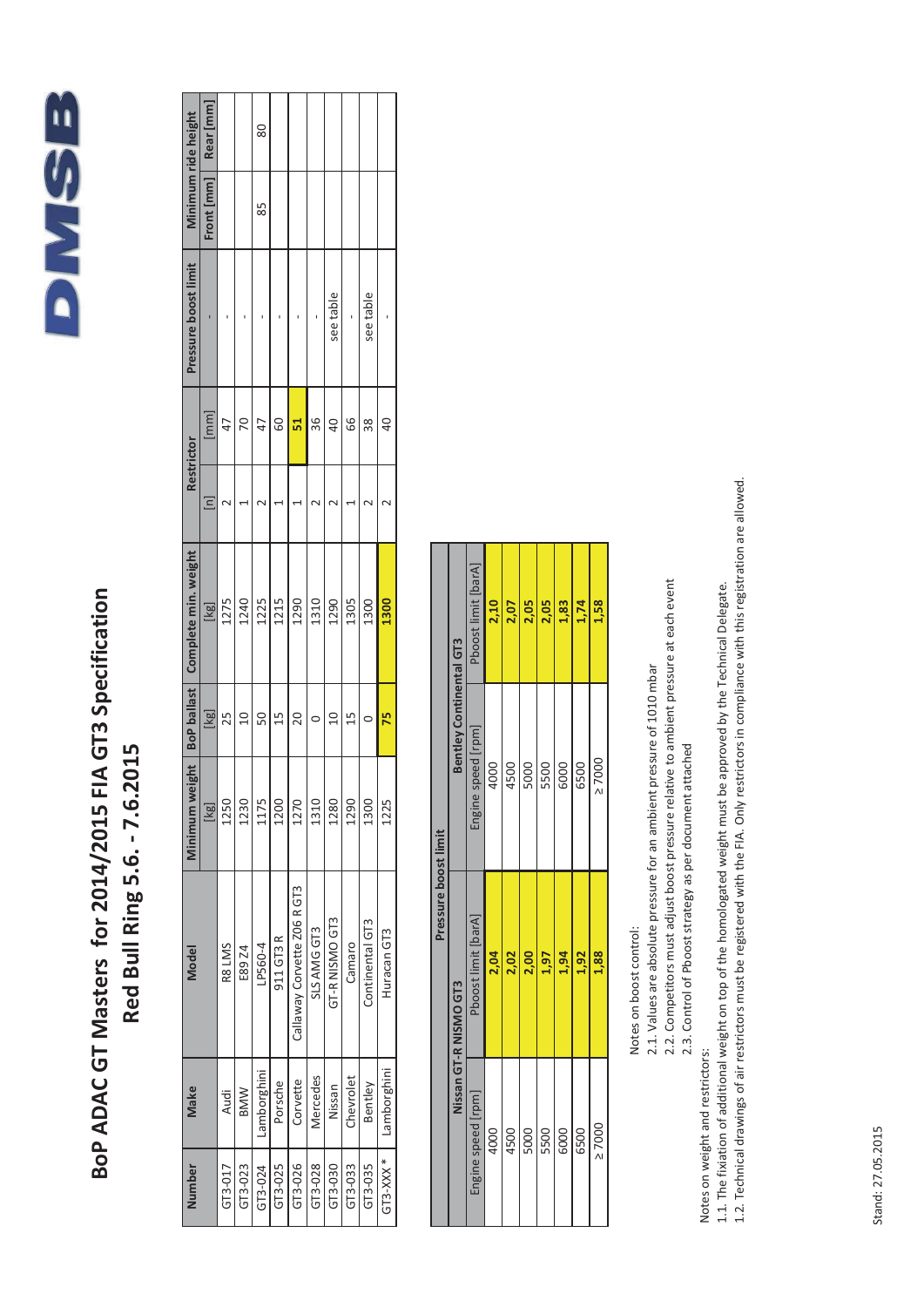# BoP ADAC GT Masters for 2014/2015 FIA GT3 Specification

## Red Bull Ring 5.6. - 7.6.2015

DMSB

| Number | Make | Model | Minimum weight | BoP ballast | Complete min. weight | Restrictor | | Pressure boost limit | Minimum ride height | |
|---|---|---|---|---|---|---|---|---|---|---|
| | | | [kg] | [kg] | [kg] | [n] | [mm] | - | Front [mm] | Rear [mm] |
| GT3-017 | Audi | R8 LMS | 1250 | 25 | 1275 | 2 | 47 | - | | |
| GT3-023 | BMW | E89 Z4 | 1230 | 10 | 1240 | 1 | 70 | - | | |
| GT3-024 | Lamborghini | LP560-4 | 1175 | 50 | 1225 | 2 | 47 | - | 85 | 80 |
| GT3-025 | Porsche | 911 GT3 R | 1200 | 15 | 1215 | 1 | 60 | - | | |
| GT3-026 | Corvette | Callaway Corvette Z06 R GT3 | 1270 | 20 | 1290 | 1 | **51** | - | | |
| GT3-028 | Mercedes | SLS AMG GT3 | 1310 | 0 | 1310 | 2 | 36 | - | | |
| GT3-030 | Nissan | GT-R NISMO GT3 | 1280 | 10 | 1290 | 2 | 40 | see table | | |
| GT3-033 | Chevrolet | Camaro | 1290 | 15 | 1305 | 1 | 66 | - | | |
| GT3-035 | Bentley | Continental GT3 | 1300 | 0 | 1300 | 2 | 38 | see table | | |
| GT3-XXX * | Lamborghini | Huracan GT3 | 1225 | **75** | **1300** | 2 | 40 | - | | |

**Pressure boost limit**

| Nissan GT-R NISMO GT3 | | Bentley Continental GT3 | |
|---|---|---|---|
| Engine speed [rpm] | Pboost limit [barA] | Engine speed [rpm] | Pboost limit [barA] |
| 4000 | **2,04** | 4000 | **2,10** |
| 4500 | **2,02** | 4500 | **2,07** |
| 5000 | **2,00** | 5000 | **2,05** |
| 5500 | **1,97** | 5500 | **2,05** |
| 6000 | **1,94** | 6000 | **1,83** |
| 6500 | **1,92** | 6500 | **1,74** |
| ≥ 7000 | **1,88** | ≥ 7000 | **1,58** |

Notes on boost control:

2.1. Values are absolute pressure for an ambient pressure of 1010 mbar

2.2. Competitors must adjust boost pressure relative to ambient pressure at each event

2.3. Control of Pboost strategy as per document attached

Notes on weight and restrictors:

1.1. The fixiation of additional weight on top of the homologated weight must be approved by the Technical Delegate.

1.2. Technical drawings of air restrictors must be registered with the FIA. Only restrictors in compliance with this registration are allowed.

Stand: 27.05.2015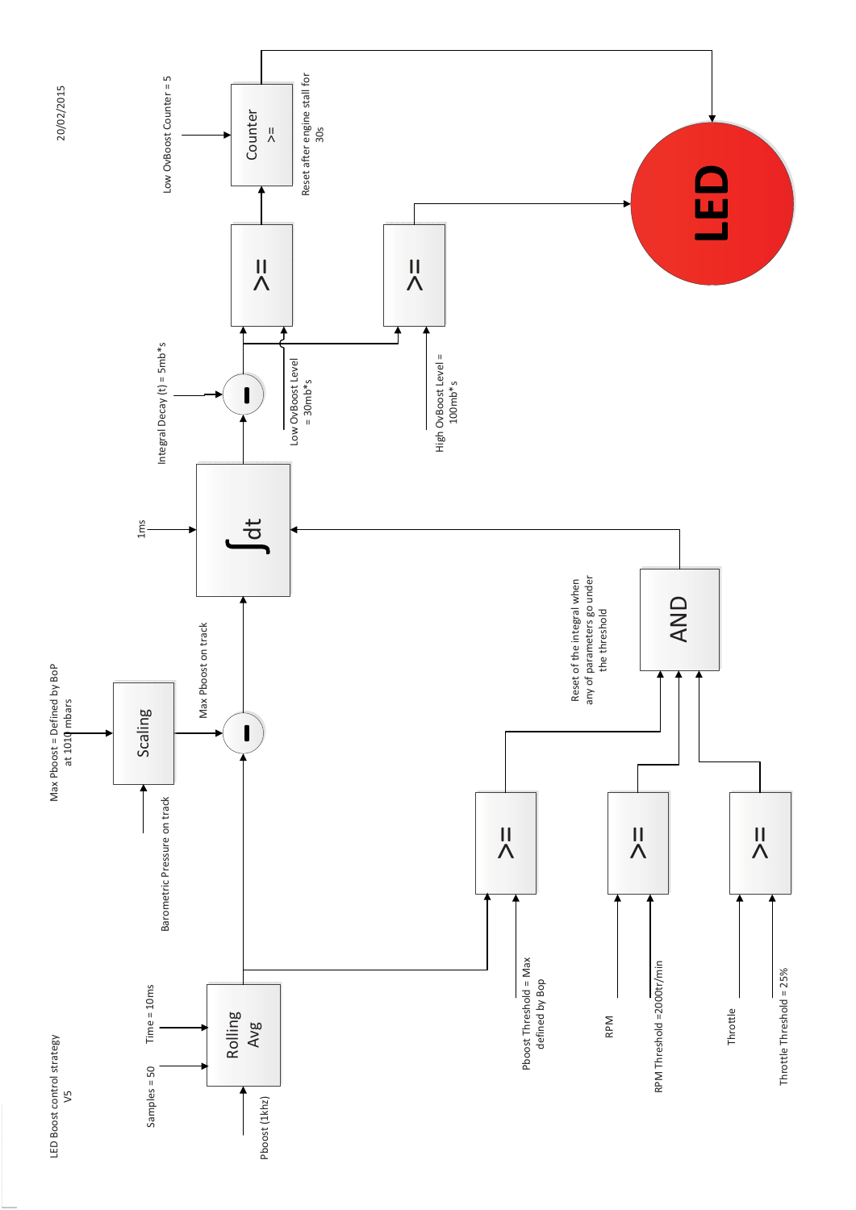LED Boost control strategy
V5

20/02/2015

Pboost (1khz)

Samples = 50

Time = 10ms

Rolling Avg

Barometric Pressure on track

Max Pboost = Defined by BoP at 1010 mbars

Scaling

Max Pboost on track

−

1ms

$\int dt$

Integral Decay (t) = 5mb*s

−

Low OvBoost Level = 30mb*s

High OvBoost Level = 100mb*s

>=

>=

Low OvBoost Counter = 5

Counter >=

Reset after engine stall for 30s

LED

Pboost Threshold = Max defined by Bop

>=

RPM

RPM Threshold =2000tr/min

>=

Throttle

Throttle Threshold = 25%

>=

AND

Reset of the integral when any of parameters go under the threshold